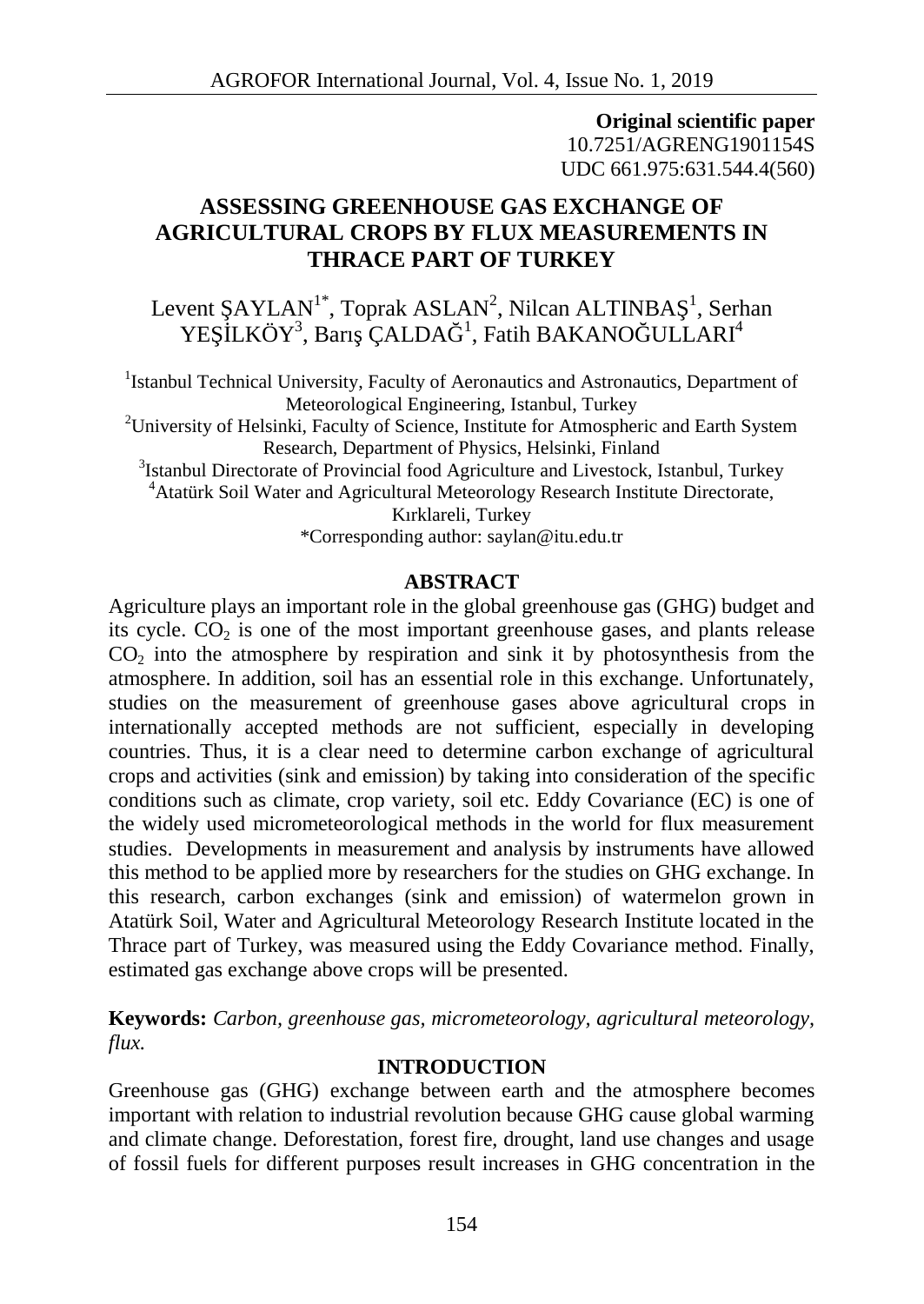**Original scientific paper**
10.7251/AGRENG1901154S
UDC 661.975:631.544.4(560)

# ASSESSING GREENHOUSE GAS EXCHANGE OF AGRICULTURAL CROPS BY FLUX MEASUREMENTS IN THRACE PART OF TURKEY

Levent ŞAYLAN[1*], Toprak ASLAN[2], Nilcan ALTINBAŞ[1], Serhan YEŞİLKÖY[3], Barış ÇALDAĞ[1], Fatih BAKANOĞULLARI[4]

[1]Istanbul Technical University, Faculty of Aeronautics and Astronautics, Department of Meteorological Engineering, Istanbul, Turkey
[2]University of Helsinki, Faculty of Science, Institute for Atmospheric and Earth System Research, Department of Physics, Helsinki, Finland
[3]Istanbul Directorate of Provincial food Agriculture and Livestock, Istanbul, Turkey
[4]Atatürk Soil Water and Agricultural Meteorology Research Institute Directorate, Kırklareli, Turkey
*Corresponding author: saylan@itu.edu.tr

## ABSTRACT

Agriculture plays an important role in the global greenhouse gas (GHG) budget and its cycle. $CO_2$ is one of the most important greenhouse gases, and plants release $CO_2$ into the atmosphere by respiration and sink it by photosynthesis from the atmosphere. In addition, soil has an essential role in this exchange. Unfortunately, studies on the measurement of greenhouse gases above agricultural crops in internationally accepted methods are not sufficient, especially in developing countries. Thus, it is a clear need to determine carbon exchange of agricultural crops and activities (sink and emission) by taking into consideration of the specific conditions such as climate, crop variety, soil etc. Eddy Covariance (EC) is one of the widely used micrometeorological methods in the world for flux measurement studies. Developments in measurement and analysis by instruments have allowed this method to be applied more by researchers for the studies on GHG exchange. In this research, carbon exchanges (sink and emission) of watermelon grown in Atatürk Soil, Water and Agricultural Meteorology Research Institute located in the Thrace part of Turkey, was measured using the Eddy Covariance method. Finally, estimated gas exchange above crops will be presented.

**Keywords:** *Carbon, greenhouse gas, micrometeorology, agricultural meteorology, flux.*

## INTRODUCTION

Greenhouse gas (GHG) exchange between earth and the atmosphere becomes important with relation to industrial revolution because GHG cause global warming and climate change. Deforestation, forest fire, drought, land use changes and usage of fossil fuels for different purposes result increases in GHG concentration in the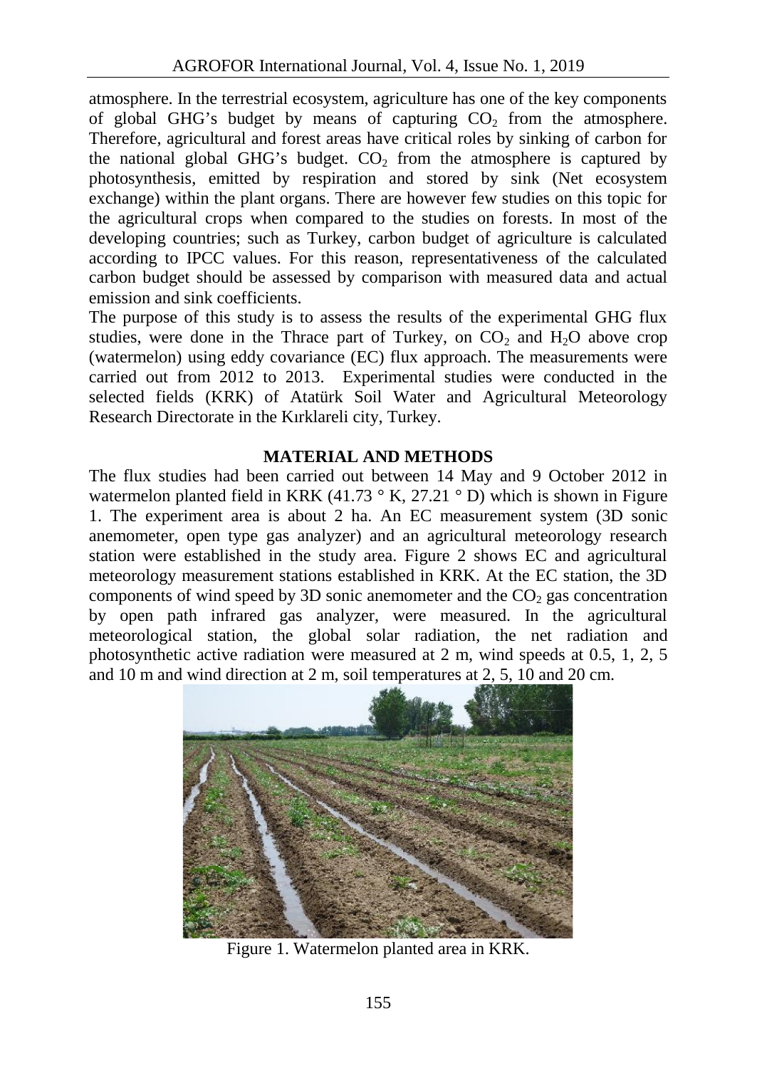atmosphere. In the terrestrial ecosystem, agriculture has one of the key components of global GHG's budget by means of capturing $CO_2$ from the atmosphere. Therefore, agricultural and forest areas have critical roles by sinking of carbon for the national global GHG's budget. $CO_2$ from the atmosphere is captured by photosynthesis, emitted by respiration and stored by sink (Net ecosystem exchange) within the plant organs. There are however few studies on this topic for the agricultural crops when compared to the studies on forests. In most of the developing countries; such as Turkey, carbon budget of agriculture is calculated according to IPCC values. For this reason, representativeness of the calculated carbon budget should be assessed by comparison with measured data and actual emission and sink coefficients.

The purpose of this study is to assess the results of the experimental GHG flux studies, were done in the Thrace part of Turkey, on $CO_2$ and $H_2O$ above crop (watermelon) using eddy covariance (EC) flux approach. The measurements were carried out from 2012 to 2013. Experimental studies were conducted in the selected fields (KRK) of Atatürk Soil Water and Agricultural Meteorology Research Directorate in the Kırklareli city, Turkey.

## MATERIAL AND METHODS

The flux studies had been carried out between 14 May and 9 October 2012 in watermelon planted field in KRK (41.73 ° K, 27.21 ° D) which is shown in Figure 1. The experiment area is about 2 ha. An EC measurement system (3D sonic anemometer, open type gas analyzer) and an agricultural meteorology research station were established in the study area. Figure 2 shows EC and agricultural meteorology measurement stations established in KRK. At the EC station, the 3D components of wind speed by 3D sonic anemometer and the $CO_2$ gas concentration by open path infrared gas analyzer, were measured. In the agricultural meteorological station, the global solar radiation, the net radiation and photosynthetic active radiation were measured at 2 m, wind speeds at 0.5, 1, 2, 5 and 10 m and wind direction at 2 m, soil temperatures at 2, 5, 10 and 20 cm.

Figure 1. Watermelon planted area in KRK.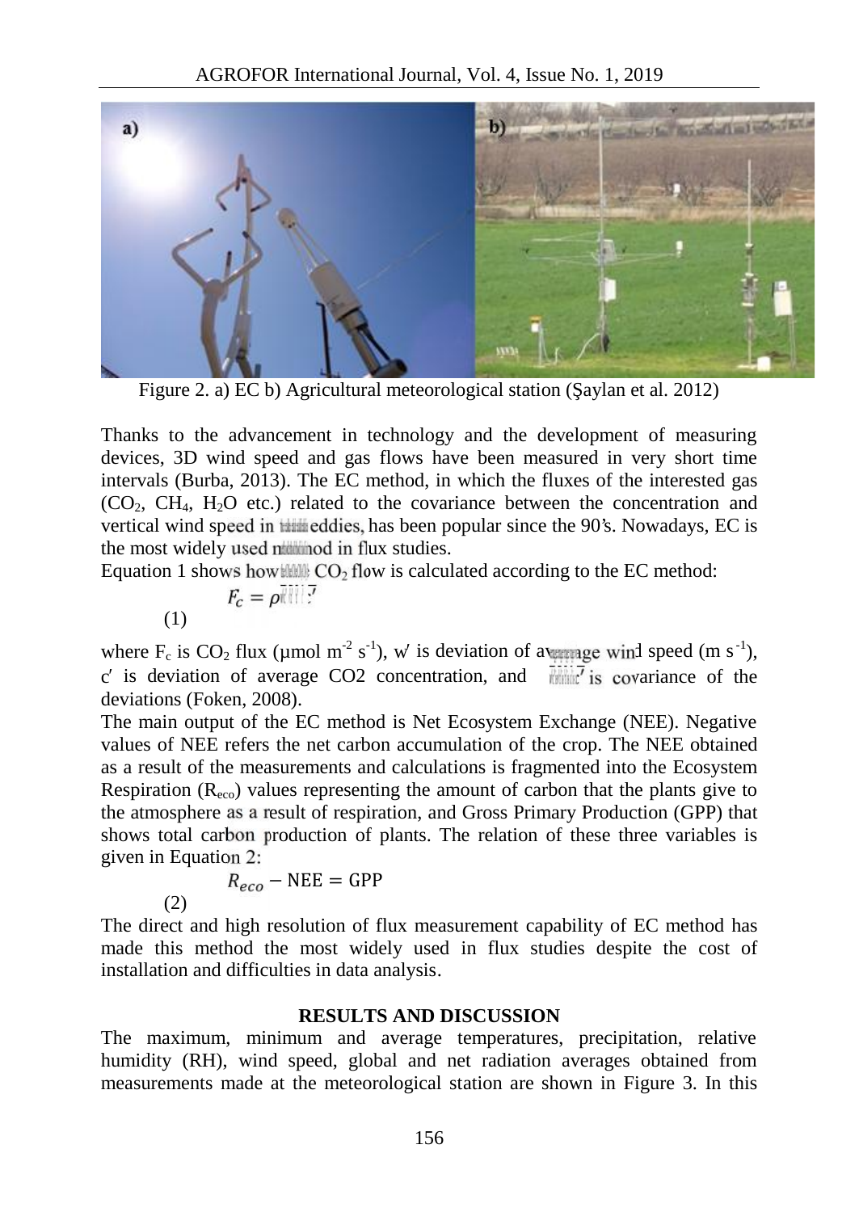Figure 2. a) EC b) Agricultural meteorological station (Şaylan et al. 2012)

Thanks to the advancement in technology and the development of measuring devices, 3D wind speed and gas flows have been measured in very short time intervals (Burba, 2013). The EC method, in which the fluxes of the interested gas ($CO_2$, $CH_4$, $H_2O$ etc.) related to the covariance between the concentration and vertical wind speed in eddies, has been popular since the 90's. Nowadays, EC is the most widely used method in flux studies.

Equation 1 shows how $CO_2$ flow is calculated according to the EC method:

$$F_c = \rho \overline{w'c'} \quad (1)$$

where $F_c$ is $CO_2$ flux (µmol m$^{-2}$ s$^{-1}$), w′ is deviation of average wind speed (m s$^{-1}$), c′ is deviation of average CO2 concentration, and $\overline{w'c'}$ is covariance of the deviations (Foken, 2008).

The main output of the EC method is Net Ecosystem Exchange (NEE). Negative values of NEE refers the net carbon accumulation of the crop. The NEE obtained as a result of the measurements and calculations is fragmented into the Ecosystem Respiration ($R_{eco}$) values representing the amount of carbon that the plants give to the atmosphere as a result of respiration, and Gross Primary Production (GPP) that shows total carbon production of plants. The relation of these three variables is given in Equation 2:

$$R_{eco} - \text{NEE} = \text{GPP} \quad (2)$$

The direct and high resolution of flux measurement capability of EC method has made this method the most widely used in flux studies despite the cost of installation and difficulties in data analysis.

## RESULTS AND DISCUSSION

The maximum, minimum and average temperatures, precipitation, relative humidity (RH), wind speed, global and net radiation averages obtained from measurements made at the meteorological station are shown in Figure 3. In this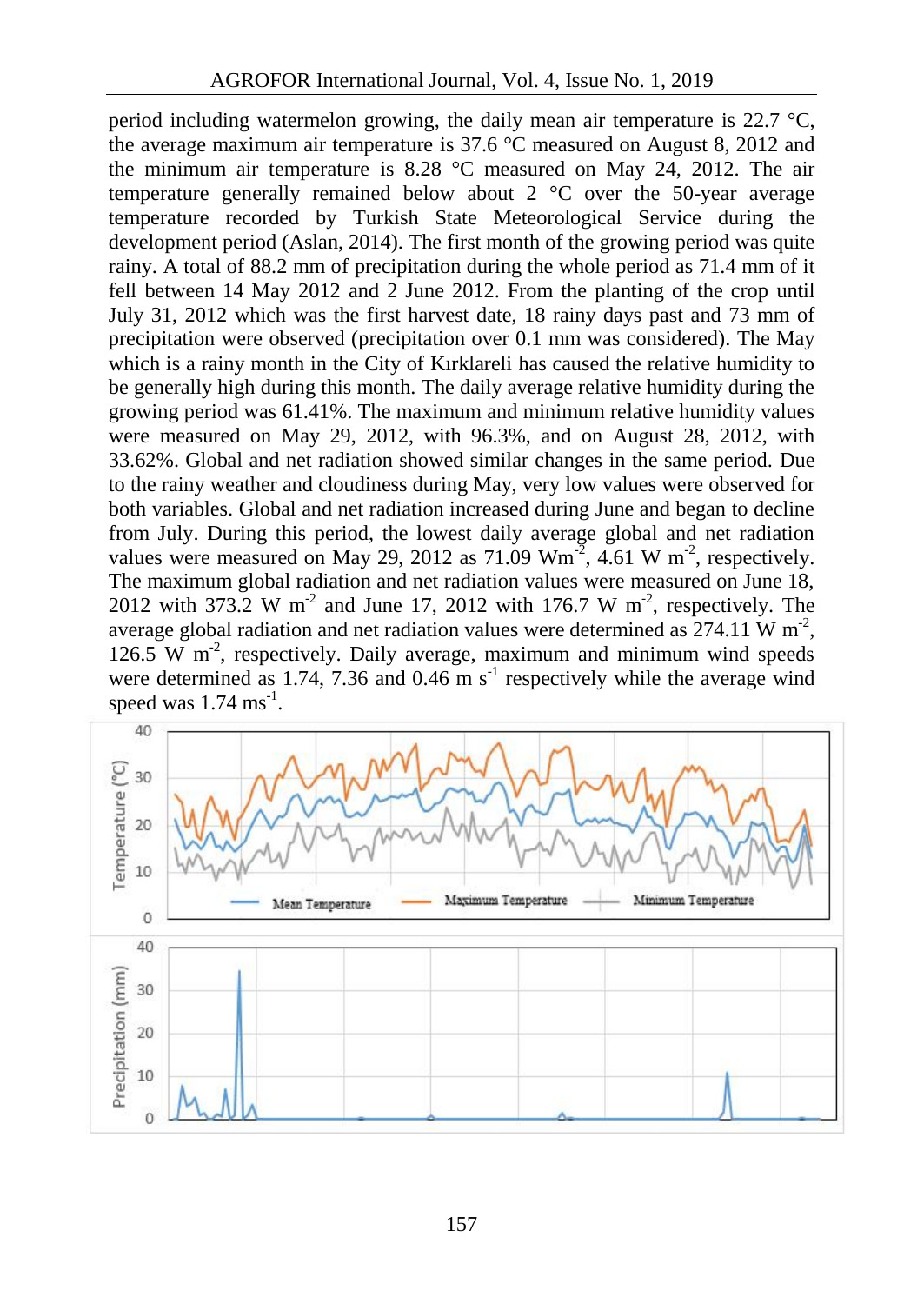period including watermelon growing, the daily mean air temperature is 22.7 °C, the average maximum air temperature is 37.6 °C measured on August 8, 2012 and the minimum air temperature is 8.28 °C measured on May 24, 2012. The air temperature generally remained below about 2 °C over the 50-year average temperature recorded by Turkish State Meteorological Service during the development period (Aslan, 2014). The first month of the growing period was quite rainy. A total of 88.2 mm of precipitation during the whole period as 71.4 mm of it fell between 14 May 2012 and 2 June 2012. From the planting of the crop until July 31, 2012 which was the first harvest date, 18 rainy days past and 73 mm of precipitation were observed (precipitation over 0.1 mm was considered). The May which is a rainy month in the City of Kırklareli has caused the relative humidity to be generally high during this month. The daily average relative humidity during the growing period was 61.41%. The maximum and minimum relative humidity values were measured on May 29, 2012, with 96.3%, and on August 28, 2012, with 33.62%. Global and net radiation showed similar changes in the same period. Due to the rainy weather and cloudiness during May, very low values were observed for both variables. Global and net radiation increased during June and began to decline from July. During this period, the lowest daily average global and net radiation values were measured on May 29, 2012 as 71.09 W$m^{-2}$, 4.61 W $m^{-2}$, respectively. The maximum global radiation and net radiation values were measured on June 18, 2012 with 373.2 W $m^{-2}$ and June 17, 2012 with 176.7 W $m^{-2}$, respectively. The average global radiation and net radiation values were determined as 274.11 W $m^{-2}$, 126.5 W $m^{-2}$, respectively. Daily average, maximum and minimum wind speeds were determined as 1.74, 7.36 and 0.46 m $s^{-1}$ respectively while the average wind speed was 1.74 m$s^{-1}$.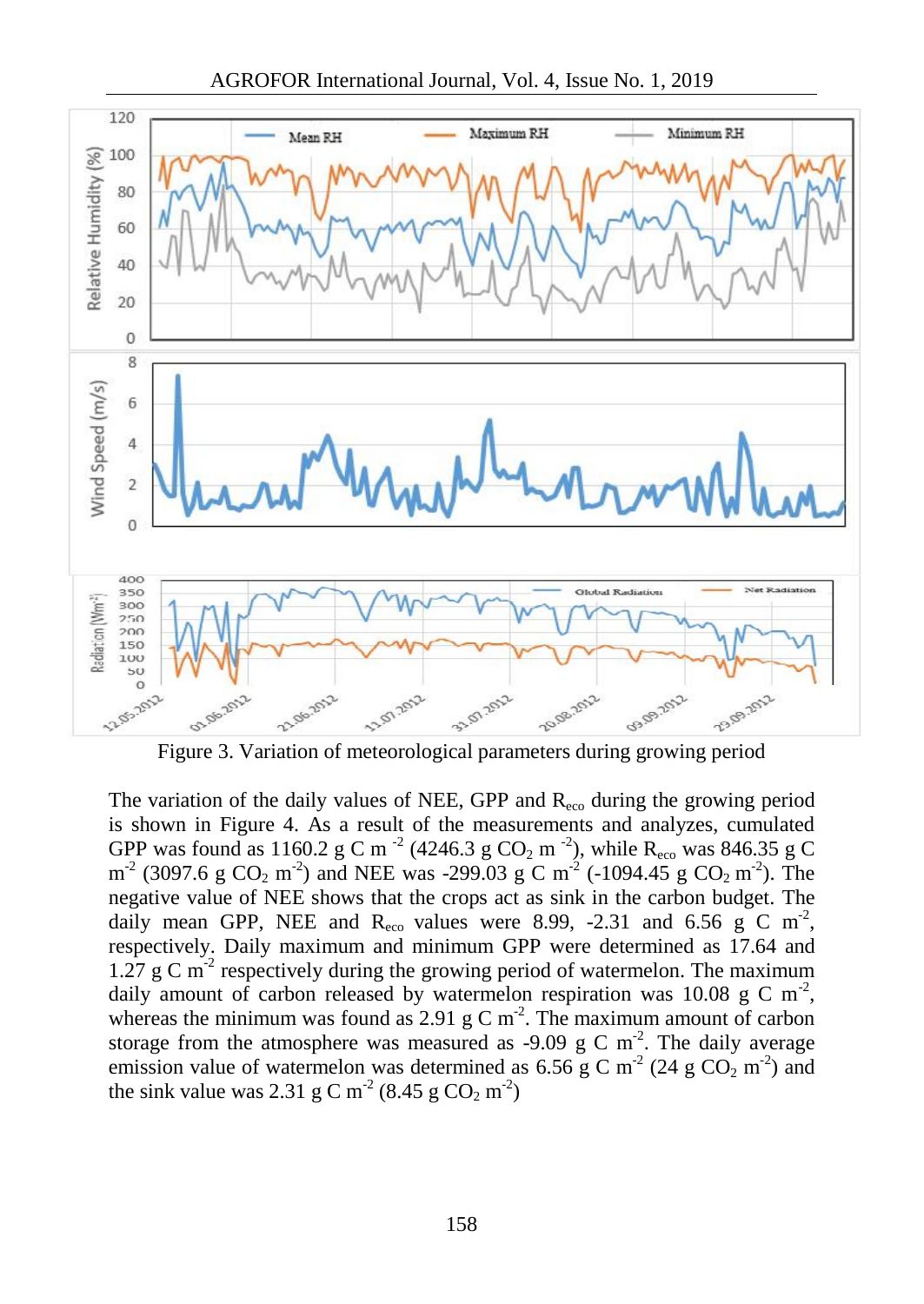Figure 3. Variation of meteorological parameters during growing period

The variation of the daily values of NEE, GPP and $R_{eco}$ during the growing period is shown in Figure 4. As a result of the measurements and analyzes, cumulated GPP was found as 1160.2 g C $m^{-2}$ (4246.3 g $CO_2$ $m^{-2}$), while $R_{eco}$ was 846.35 g C $m^{-2}$ (3097.6 g $CO_2$ $m^{-2}$) and NEE was -299.03 g C $m^{-2}$ (-1094.45 g $CO_2$ $m^{-2}$). The negative value of NEE shows that the crops act as sink in the carbon budget. The daily mean GPP, NEE and $R_{eco}$ values were 8.99, -2.31 and 6.56 g C $m^{-2}$, respectively. Daily maximum and minimum GPP were determined as 17.64 and 1.27 g C $m^{-2}$ respectively during the growing period of watermelon. The maximum daily amount of carbon released by watermelon respiration was 10.08 g C $m^{-2}$, whereas the minimum was found as 2.91 g C $m^{-2}$. The maximum amount of carbon storage from the atmosphere was measured as -9.09 g C $m^{-2}$. The daily average emission value of watermelon was determined as 6.56 g C $m^{-2}$ (24 g $CO_2$ $m^{-2}$) and the sink value was 2.31 g C $m^{-2}$ (8.45 g $CO_2$ $m^{-2}$)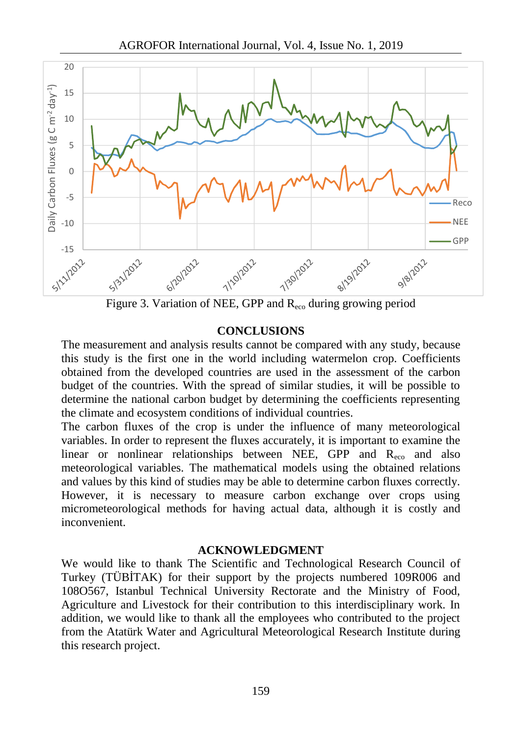Figure 3. Variation of NEE, GPP and $R_{eco}$ during growing period

## CONCLUSIONS

The measurement and analysis results cannot be compared with any study, because this study is the first one in the world including watermelon crop. Coefficients obtained from the developed countries are used in the assessment of the carbon budget of the countries. With the spread of similar studies, it will be possible to determine the national carbon budget by determining the coefficients representing the climate and ecosystem conditions of individual countries.

The carbon fluxes of the crop is under the influence of many meteorological variables. In order to represent the fluxes accurately, it is important to examine the linear or nonlinear relationships between NEE, GPP and $R_{eco}$ and also meteorological variables. The mathematical models using the obtained relations and values by this kind of studies may be able to determine carbon fluxes correctly. However, it is necessary to measure carbon exchange over crops using micrometeorological methods for having actual data, although it is costly and inconvenient.

## ACKNOWLEDGMENT

We would like to thank The Scientific and Technological Research Council of Turkey (TÜBİTAK) for their support by the projects numbered 109R006 and 108O567, Istanbul Technical University Rectorate and the Ministry of Food, Agriculture and Livestock for their contribution to this interdisciplinary work. In addition, we would like to thank all the employees who contributed to the project from the Atatürk Water and Agricultural Meteorological Research Institute during this research project.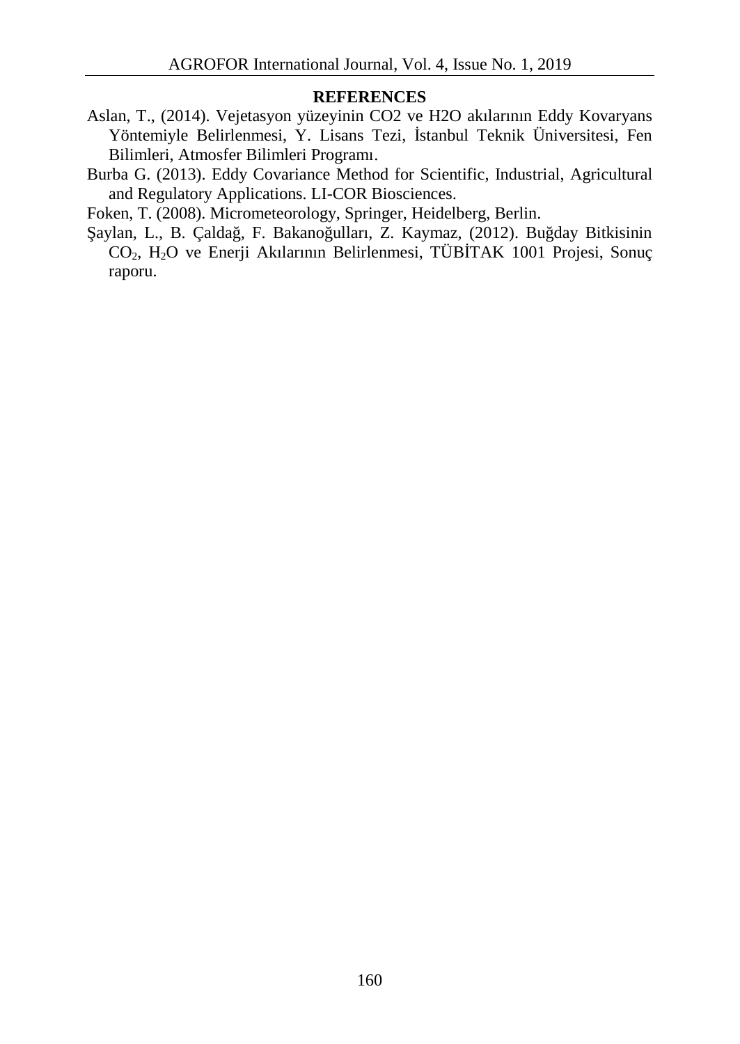**REFERENCES**

Aslan, T., (2014). Vejetasyon yüzeyinin CO2 ve H2O akılarının Eddy Kovaryans Yöntemiyle Belirlenmesi, Y. Lisans Tezi, İstanbul Teknik Üniversitesi, Fen Bilimleri, Atmosfer Bilimleri Programı.

Burba G. (2013). Eddy Covariance Method for Scientific, Industrial, Agricultural and Regulatory Applications. LI-COR Biosciences.

Foken, T. (2008). Micrometeorology, Springer, Heidelberg, Berlin.

Şaylan, L., B. Çaldağ, F. Bakanoğulları, Z. Kaymaz, (2012). Buğday Bitkisinin $CO_2$, $H_2O$ ve Enerji Akılarının Belirlenmesi, TÜBİTAK 1001 Projesi, Sonuç raporu.